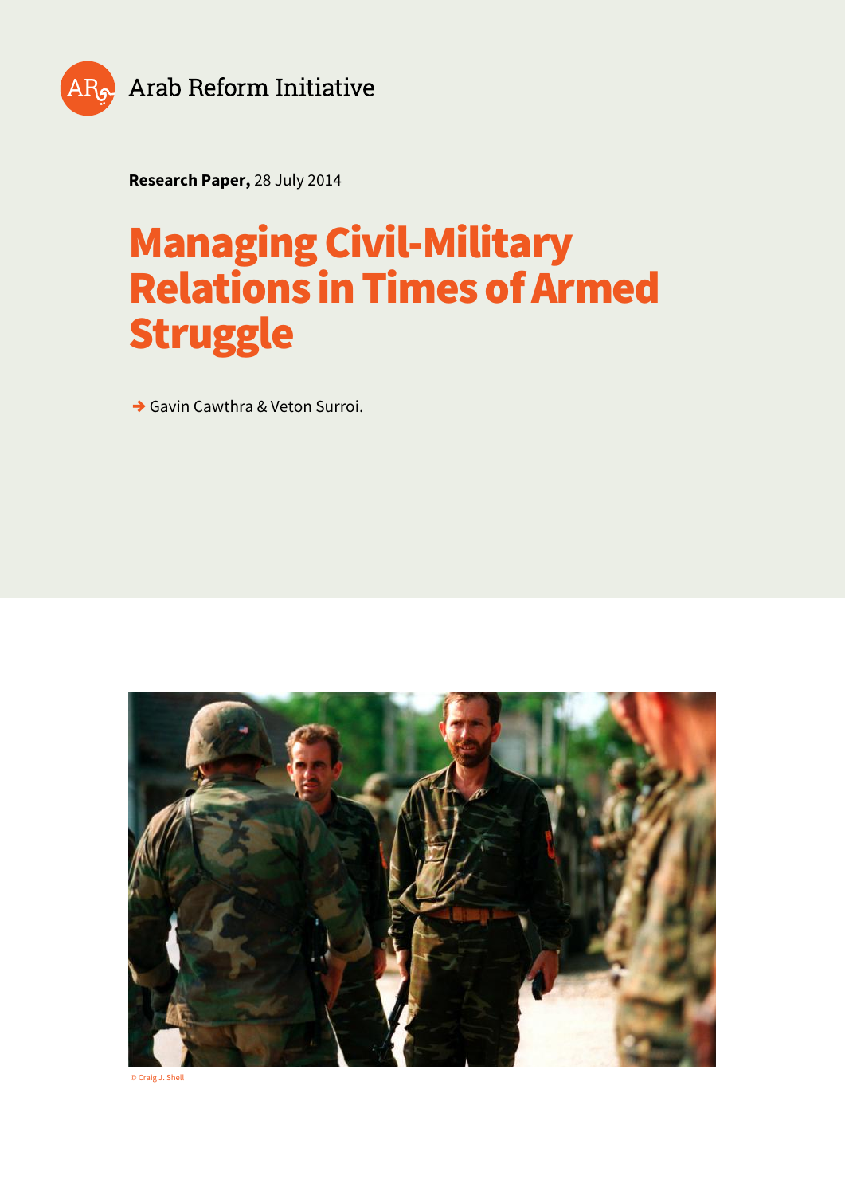Arab Reform Initiative

**Research Paper,** 28 July 2014

# Managing Civil-Military Relations in Times of Armed Struggle

➔ Gavin Cawthra & Veton Surroi.

© Craig J. Shell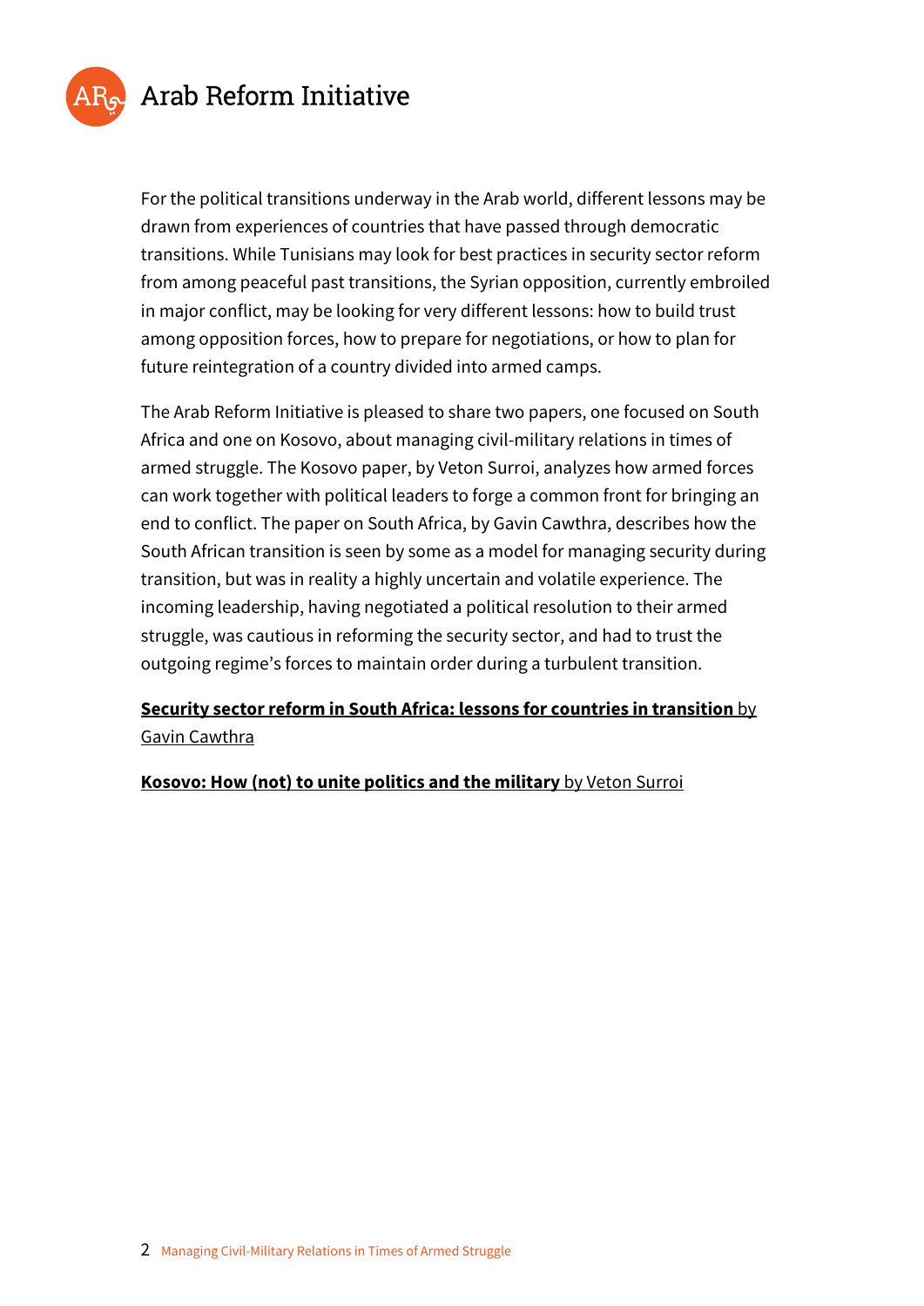For the political transitions underway in the Arab world, different lessons may be drawn from experiences of countries that have passed through democratic transitions. While Tunisians may look for best practices in security sector reform from among peaceful past transitions, the Syrian opposition, currently embroiled in major conflict, may be looking for very different lessons: how to build trust among opposition forces, how to prepare for negotiations, or how to plan for future reintegration of a country divided into armed camps.

The Arab Reform Initiative is pleased to share two papers, one focused on South Africa and one on Kosovo, about managing civil-military relations in times of armed struggle. The Kosovo paper, by Veton Surroi, analyzes how armed forces can work together with political leaders to forge a common front for bringing an end to conflict. The paper on South Africa, by Gavin Cawthra, describes how the South African transition is seen by some as a model for managing security during transition, but was in reality a highly uncertain and volatile experience. The incoming leadership, having negotiated a political resolution to their armed struggle, was cautious in reforming the security sector, and had to trust the outgoing regime's forces to maintain order during a turbulent transition.

**Security sector reform in South Africa: lessons for countries in transition** by Gavin Cawthra

**Kosovo: How (not) to unite politics and the military** by Veton Surroi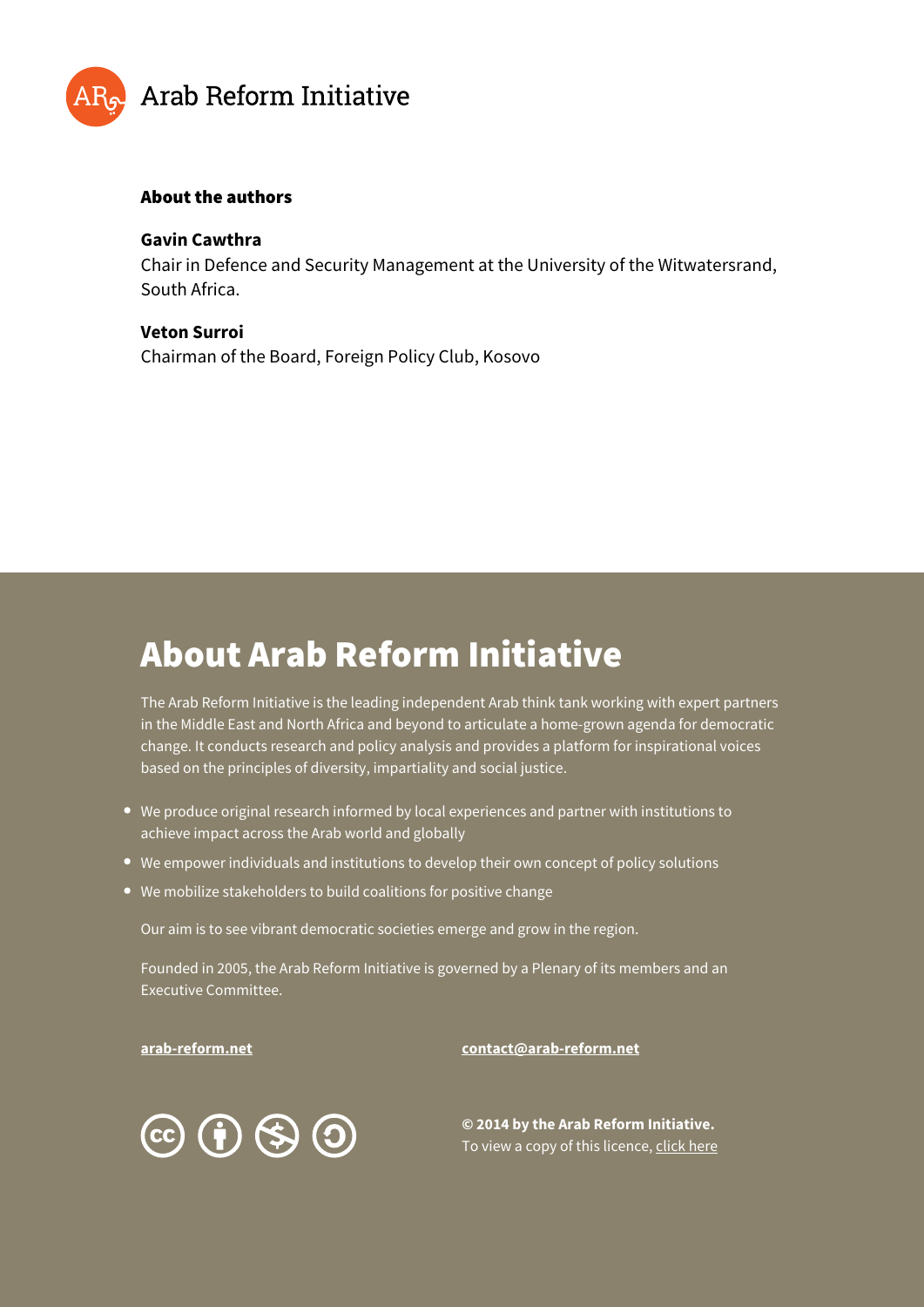Arab Reform Initiative

**About the authors**

**Gavin Cawthra**
Chair in Defence and Security Management at the University of the Witwatersrand, South Africa.

**Veton Surroi**
Chairman of the Board, Foreign Policy Club, Kosovo

# About Arab Reform Initiative

The Arab Reform Initiative is the leading independent Arab think tank working with expert partners in the Middle East and North Africa and beyond to articulate a home-grown agenda for democratic change. It conducts research and policy analysis and provides a platform for inspirational voices based on the principles of diversity, impartiality and social justice.

- We produce original research informed by local experiences and partner with institutions to achieve impact across the Arab world and globally
- We empower individuals and institutions to develop their own concept of policy solutions
- We mobilize stakeholders to build coalitions for positive change

Our aim is to see vibrant democratic societies emerge and grow in the region.

Founded in 2005, the Arab Reform Initiative is governed by a Plenary of its members and an Executive Committee.

**arab-reform.net**

**contact@arab-reform.net**

**© 2014 by the Arab Reform Initiative.**
To view a copy of this licence, click here